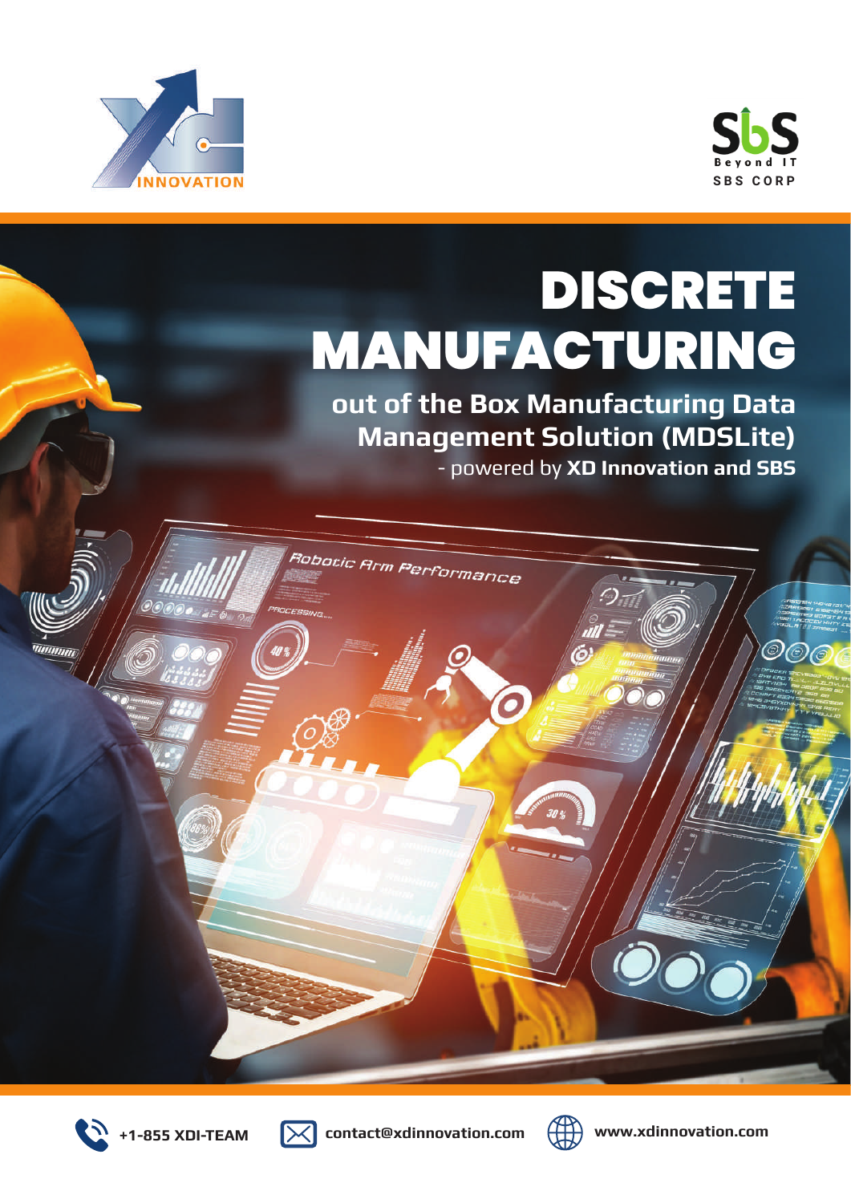# DISCRETE MANUFACTURING

## out of the Box Manufacturing Data Management Solution (MDSLite)

- powered by **XD Innovation and SBS**

+1-855 XDI-TEAM

contact@xdinnovation.com

www.xdinnovation.com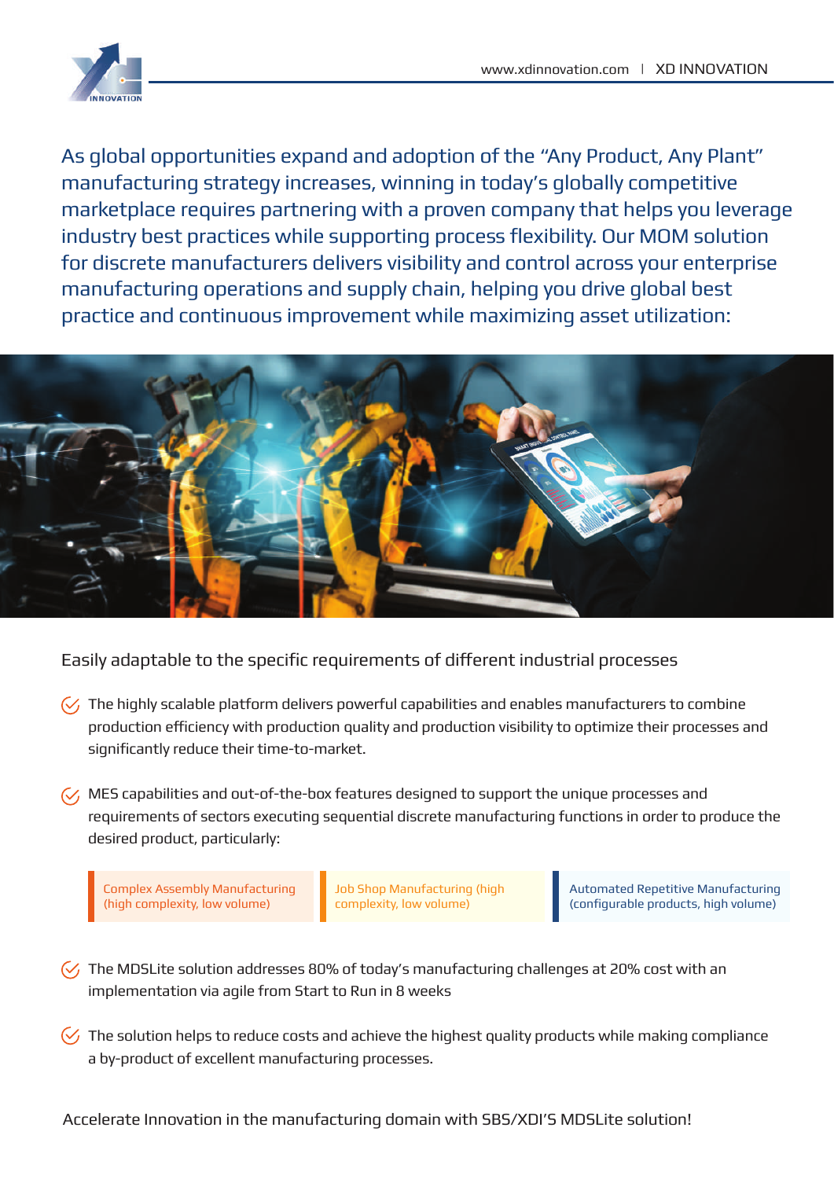As global opportunities expand and adoption of the "Any Product, Any Plant" manufacturing strategy increases, winning in today's globally competitive marketplace requires partnering with a proven company that helps you leverage industry best practices while supporting process flexibility. Our MOM solution for discrete manufacturers delivers visibility and control across your enterprise manufacturing operations and supply chain, helping you drive global best practice and continuous improvement while maximizing asset utilization:

## Easily adaptable to the specific requirements of different industrial processes

- The highly scalable platform delivers powerful capabilities and enables manufacturers to combine production efficiency with production quality and production visibility to optimize their processes and significantly reduce their time-to-market.

- MES capabilities and out-of-the-box features designed to support the unique processes and requirements of sectors executing sequential discrete manufacturing functions in order to produce the desired product, particularly:

  - Complex Assembly Manufacturing (high complexity, low volume)
  - Job Shop Manufacturing (high complexity, low volume)
  - Automated Repetitive Manufacturing (configurable products, high volume)

- The MDSLite solution addresses 80% of today's manufacturing challenges at 20% cost with an implementation via agile from Start to Run in 8 weeks

- The solution helps to reduce costs and achieve the highest quality products while making compliance a by-product of excellent manufacturing processes.

Accelerate Innovation in the manufacturing domain with SBS/XDI'S MDSLite solution!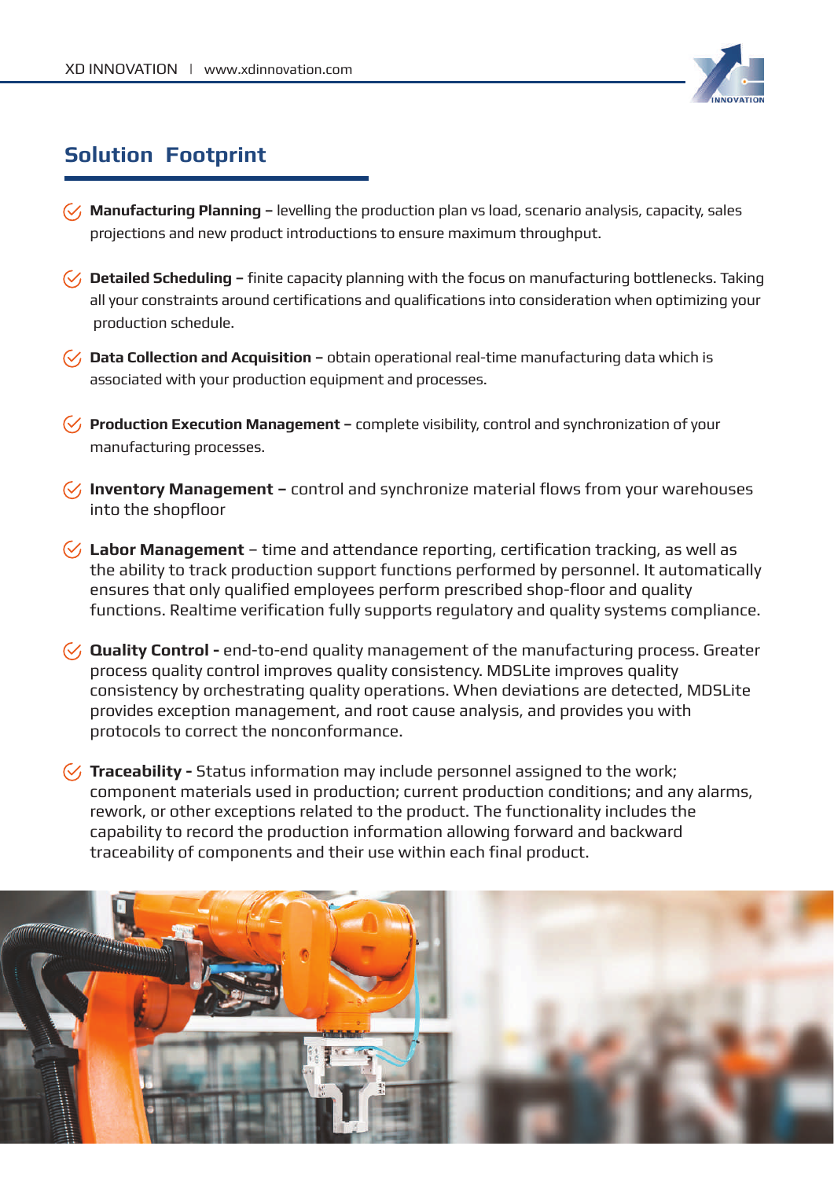## Solution Footprint

- **Manufacturing Planning –** levelling the production plan vs load, scenario analysis, capacity, sales projections and new product introductions to ensure maximum throughput.

- **Detailed Scheduling –** finite capacity planning with the focus on manufacturing bottlenecks. Taking all your constraints around certifications and qualifications into consideration when optimizing your production schedule.

- **Data Collection and Acquisition –** obtain operational real-time manufacturing data which is associated with your production equipment and processes.

- **Production Execution Management –** complete visibility, control and synchronization of your manufacturing processes.

- **Inventory Management –** control and synchronize material flows from your warehouses into the shopfloor

- **Labor Management** – time and attendance reporting, certification tracking, as well as the ability to track production support functions performed by personnel. It automatically ensures that only qualified employees perform prescribed shop-floor and quality functions. Realtime verification fully supports regulatory and quality systems compliance.

- **Quality Control -** end-to-end quality management of the manufacturing process. Greater process quality control improves quality consistency. MDSLite improves quality consistency by orchestrating quality operations. When deviations are detected, MDSLite provides exception management, and root cause analysis, and provides you with protocols to correct the nonconformance.

- **Traceability -** Status information may include personnel assigned to the work; component materials used in production; current production conditions; and any alarms, rework, or other exceptions related to the product. The functionality includes the capability to record the production information allowing forward and backward traceability of components and their use within each final product.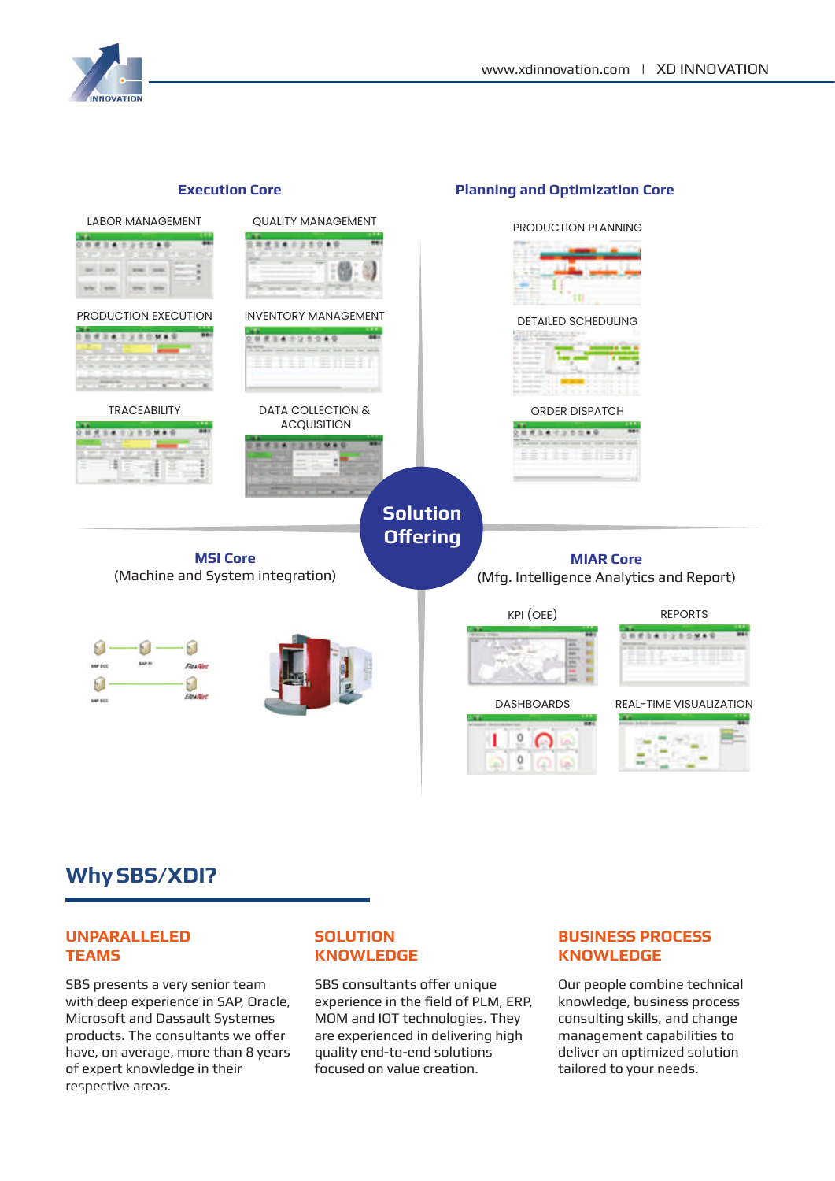## Execution Core

LABOR MANAGEMENT

QUALITY MANAGEMENT

PRODUCTION EXECUTION

INVENTORY MANAGEMENT

TRACEABILITY

DATA COLLECTION & ACQUISITION

## Planning and Optimization Core

PRODUCTION PLANNING

DETAILED SCHEDULING

ORDER DISPATCH

## Solution Offering

## MSI Core

(Machine and System integration)

## MIAR Core

(Mfg. Intelligence Analytics and Report)

KPI (OEE)

REPORTS

DASHBOARDS

REAL-TIME VISUALIZATION

# Why SBS/XDI?

### UNPARALLELED TEAMS

SBS presents a very senior team with deep experience in SAP, Oracle, Microsoft and Dassault Systemes products. The consultants we offer have, on average, more than 8 years of expert knowledge in their respective areas.

### SOLUTION KNOWLEDGE

SBS consultants offer unique experience in the field of PLM, ERP, MOM and IOT technologies. They are experienced in delivering high quality end-to-end solutions focused on value creation.

### BUSINESS PROCESS KNOWLEDGE

Our people combine technical knowledge, business process consulting skills, and change management capabilities to deliver an optimized solution tailored to your needs.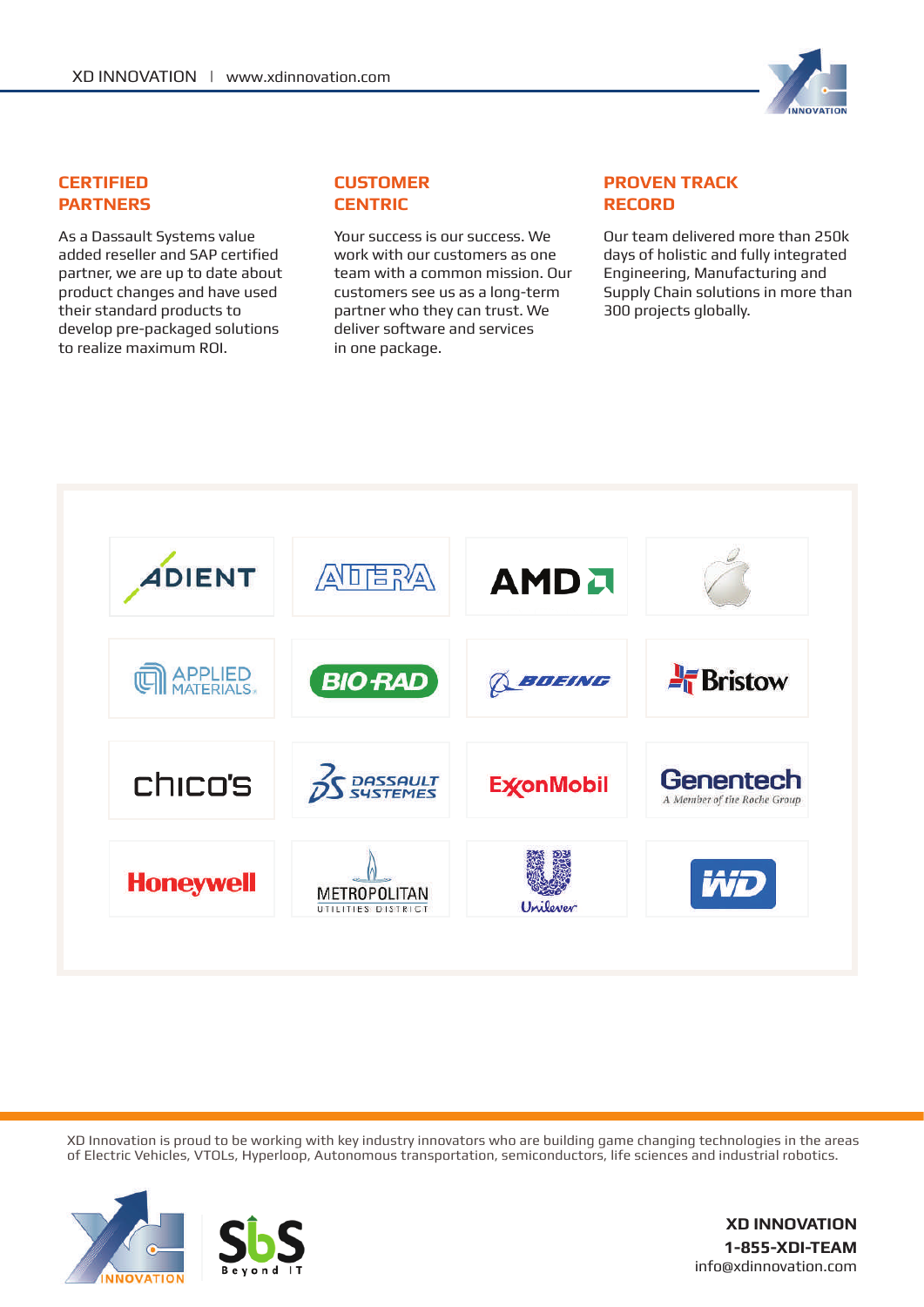## CERTIFIED PARTNERS

As a Dassault Systems value added reseller and SAP certified partner, we are up to date about product changes and have used their standard products to develop pre-packaged solutions to realize maximum ROI.

## CUSTOMER CENTRIC

Your success is our success. We work with our customers as one team with a common mission. Our customers see us as a long-term partner who they can trust. We deliver software and services in one package.

## PROVEN TRACK RECORD

Our team delivered more than 250k days of holistic and fully integrated Engineering, Manufacturing and Supply Chain solutions in more than 300 projects globally.

XD Innovation is proud to be working with key industry innovators who are building game changing technologies in the areas of Electric Vehicles, VTOLs, Hyperloop, Autonomous transportation, semiconductors, life sciences and industrial robotics.

**XD INNOVATION**
**1-855-XDI-TEAM**
info@xdinnovation.com